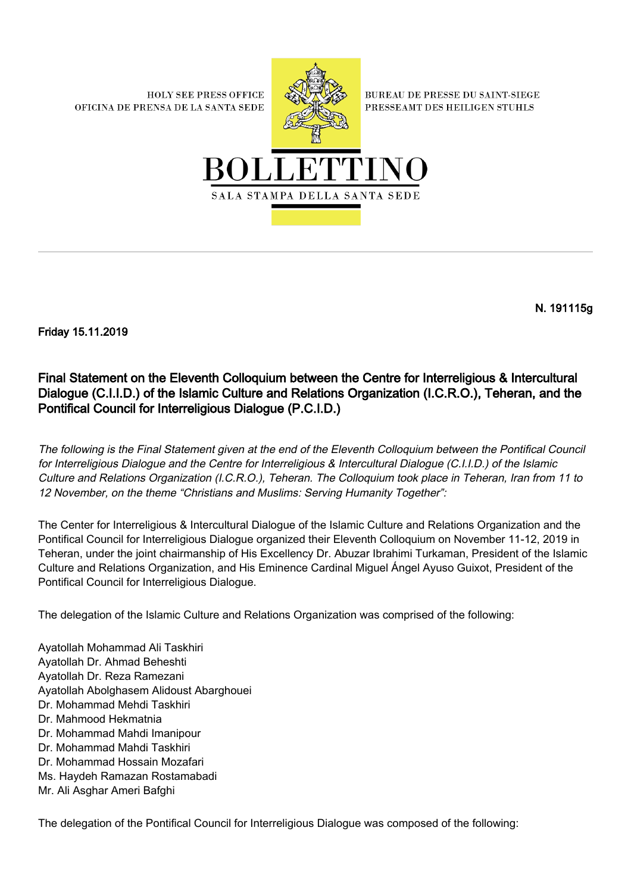HOLY SEE PRESS OFFICE
OFICINA DE PRENSA DE LA SANTA SEDE

BUREAU DE PRESSE DU SAINT-SIEGE
PRESSEAMT DES HEILIGEN STUHLS

# BOLLETTINO

SALA STAMPA DELLA SANTA SEDE

**N. 191115g**

**Friday 15.11.2019**

## Final Statement on the Eleventh Colloquium between the Centre for Interreligious & Intercultural Dialogue (C.I.I.D.) of the Islamic Culture and Relations Organization (I.C.R.O.), Teheran, and the Pontifical Council for Interreligious Dialogue (P.C.I.D.)

*The following is the Final Statement given at the end of the Eleventh Colloquium between the Pontifical Council for Interreligious Dialogue and the Centre for Interreligious & Intercultural Dialogue (C.I.I.D.) of the Islamic Culture and Relations Organization (I.C.R.O.), Teheran. The Colloquium took place in Teheran, Iran from 11 to 12 November, on the theme "Christians and Muslims: Serving Humanity Together":*

The Center for Interreligious & Intercultural Dialogue of the Islamic Culture and Relations Organization and the Pontifical Council for Interreligious Dialogue organized their Eleventh Colloquium on November 11-12, 2019 in Teheran, under the joint chairmanship of His Excellency Dr. Abuzar Ibrahimi Turkaman, President of the Islamic Culture and Relations Organization, and His Eminence Cardinal Miguel Ángel Ayuso Guixot, President of the Pontifical Council for Interreligious Dialogue.

The delegation of the Islamic Culture and Relations Organization was comprised of the following:

Ayatollah Mohammad Ali Taskhiri
Ayatollah Dr. Ahmad Beheshti
Ayatollah Dr. Reza Ramezani
Ayatollah Abolghasem Alidoust Abarghouei
Dr. Mohammad Mehdi Taskhiri
Dr. Mahmood Hekmatnia
Dr. Mohammad Mahdi Imanipour
Dr. Mohammad Mahdi Taskhiri
Dr. Mohammad Hossain Mozafari
Ms. Haydeh Ramazan Rostamabadi
Mr. Ali Asghar Ameri Bafghi

The delegation of the Pontifical Council for Interreligious Dialogue was composed of the following: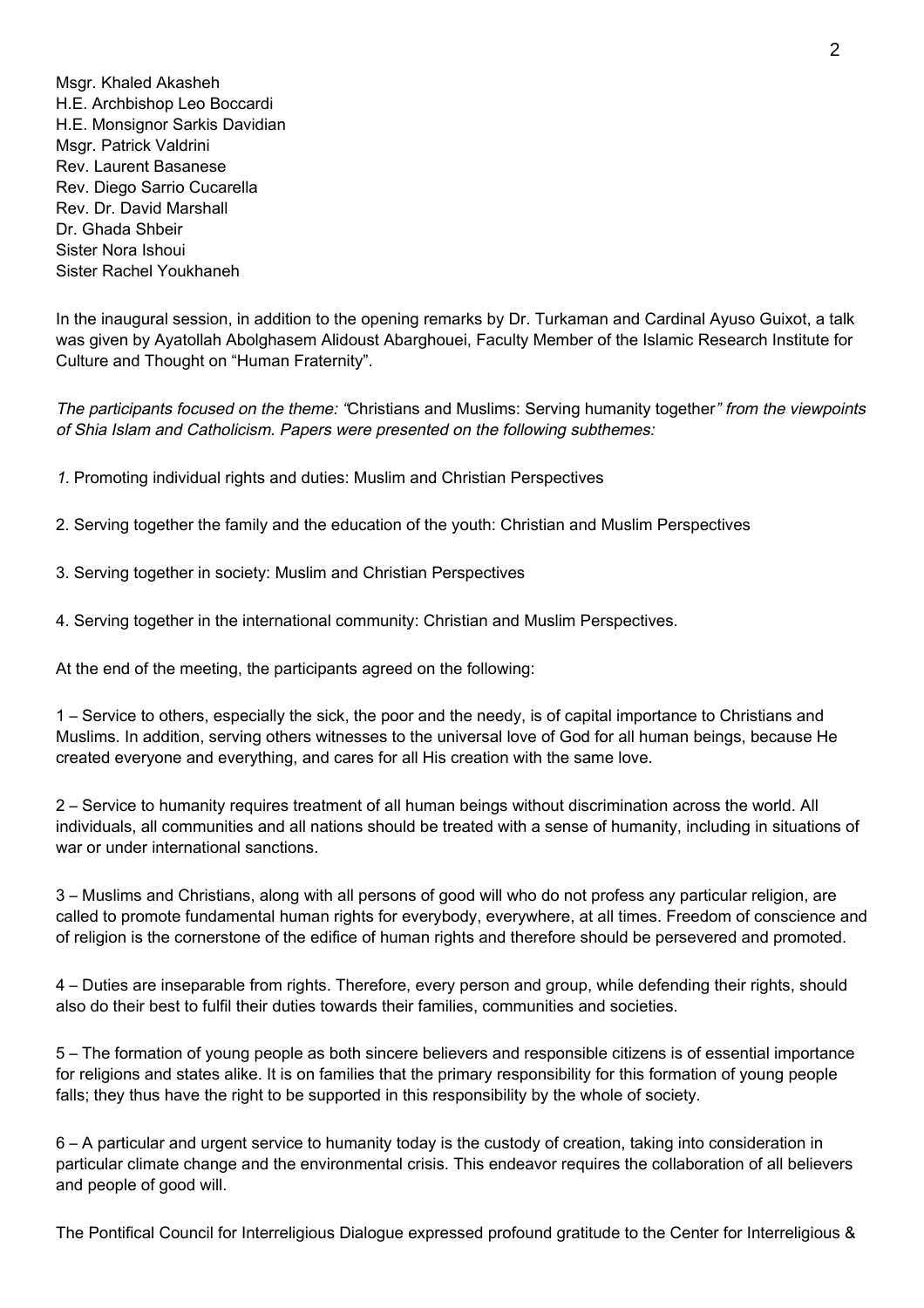Msgr. Khaled Akasheh
H.E. Archbishop Leo Boccardi
H.E. Monsignor Sarkis Davidian
Msgr. Patrick Valdrini
Rev. Laurent Basanese
Rev. Diego Sarrio Cucarella
Rev. Dr. David Marshall
Dr. Ghada Shbeir
Sister Nora Ishoui
Sister Rachel Youkhaneh

In the inaugural session, in addition to the opening remarks by Dr. Turkaman and Cardinal Ayuso Guixot, a talk was given by Ayatollah Abolghasem Alidoust Abarghouei, Faculty Member of the Islamic Research Institute for Culture and Thought on "Human Fraternity".

*The participants focused on the theme: "*Christians and Muslims: Serving humanity together*" from the viewpoints of Shia Islam and Catholicism. Papers were presented on the following subthemes:*

*1.* Promoting individual rights and duties: Muslim and Christian Perspectives

2. Serving together the family and the education of the youth: Christian and Muslim Perspectives

3. Serving together in society: Muslim and Christian Perspectives

4. Serving together in the international community: Christian and Muslim Perspectives.

At the end of the meeting, the participants agreed on the following:

1 – Service to others, especially the sick, the poor and the needy, is of capital importance to Christians and Muslims. In addition, serving others witnesses to the universal love of God for all human beings, because He created everyone and everything, and cares for all His creation with the same love.

2 – Service to humanity requires treatment of all human beings without discrimination across the world. All individuals, all communities and all nations should be treated with a sense of humanity, including in situations of war or under international sanctions.

3 – Muslims and Christians, along with all persons of good will who do not profess any particular religion, are called to promote fundamental human rights for everybody, everywhere, at all times. Freedom of conscience and of religion is the cornerstone of the edifice of human rights and therefore should be persevered and promoted.

4 – Duties are inseparable from rights. Therefore, every person and group, while defending their rights, should also do their best to fulfil their duties towards their families, communities and societies.

5 – The formation of young people as both sincere believers and responsible citizens is of essential importance for religions and states alike. It is on families that the primary responsibility for this formation of young people falls; they thus have the right to be supported in this responsibility by the whole of society.

6 – A particular and urgent service to humanity today is the custody of creation, taking into consideration in particular climate change and the environmental crisis. This endeavor requires the collaboration of all believers and people of good will.

The Pontifical Council for Interreligious Dialogue expressed profound gratitude to the Center for Interreligious &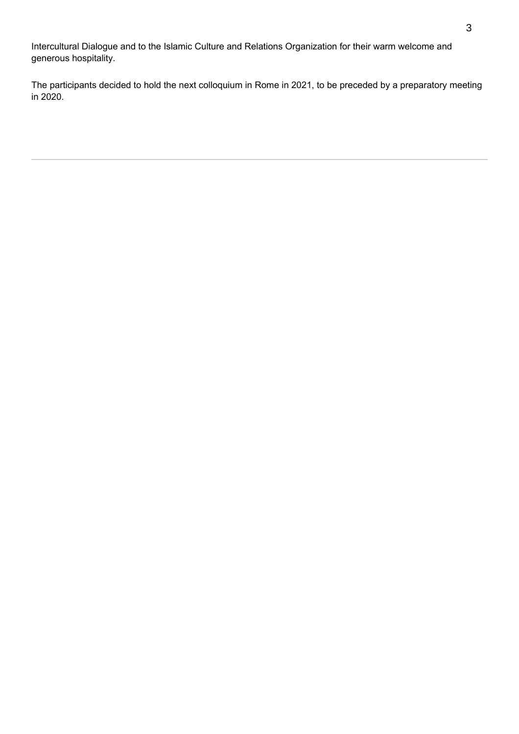Intercultural Dialogue and to the Islamic Culture and Relations Organization for their warm welcome and generous hospitality.

The participants decided to hold the next colloquium in Rome in 2021, to be preceded by a preparatory meeting in 2020.

---